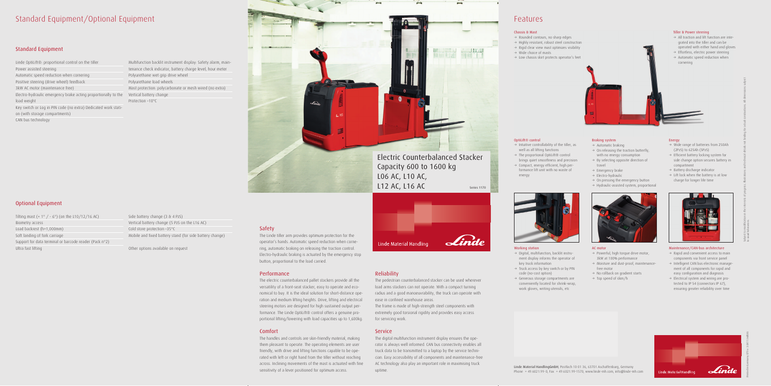# Standard Equipment/Optional Equipment

## Standard Equipment

- Linde OptiLift®: proportional control on the tiller
- Power assisted steering
- Automatic speed reduction when cornering
- Positive steering (drive wheel) feedback
- 3kW AC motor (maintenance free)
- Electro-hydraulic emergency brake acting proportionally to the load weight
- Key switch or Log in PIN code (no extra) Dedicated work station (with storage compartments)
- CAN bus technology
- Multifunction backlit instrument display: Safety alarm, maintenance check indicator, battery charge level, hour meter
- Polyurethane wet grip drive wheel
- Polyurethane load wheels
- Mast protection: polycarbonate or mesh wired (no extra)
- Vertical battery change
- Protection −10°C

## Optional Equipment

- Tilting mast (+ 1° / - 6°) (on the L10/12/16 AC)
- Biometry access
- Load backrest (h=1,000mm)
- Soft landing of fork carriage
- Support for data terminal or barcode reader (Pack n°2)
- Ultra fast lifting
- Side battery change (3 & 4 PzS)
- Vertical battery change (5 PzS on the L16 AC)
- Cold store protection −35°C
- Mobile and fixed battery stand (for side battery change)
- Other options available on request

# Electric Counterbalanced Stacker Capacity 600 to 1600 kg L06 AC, L10 AC, L12 AC, L16 AC

Series 1170

Linde Material Handling

### Safety

The Linde tiller arm provides optimum protection for the operator's hands. Automatic speed reduction when cornering, automatic braking on releasing the traction control. Electro-hydraulic braking is actuated by the emergency stop button, proportional to the load carried.

### Performance

The electric counterbalanced pallet stackers provide all the versatility of a front-seat stacker, easy to operate and economical to buy. It is the ideal solution for short-distance operation and medium lifting heights. Drive, lifting and electrical steering motors are designed for high sustained output performance. The Linde OptiLift® control offers a genuine proportional lifting/lowering with load capacities up to 1,600kg.

### Comfort

The handles and controls are skin-friendly material, making them pleasant to operate. The operating elements are user friendly, with drive and lifting functions capable to be operated with left or right hand from the tiller without reaching across. Inclining movements of the mast is actuated with fine sensitivity of a lever positioned for optimum access.

### Reliability

The pedestrian counterbalanced stacker can be used wherever load arms stackers can not operate. With a compact turning radius and a good manoeuvrability, the truck can operate with ease in confined warehouse areas.

The frame is made of high-strength steel components with extremely good torsional rigidity and provides easy access for servicing work.

### Service

The digital multifunction instrument display ensures the operator is always well informed. CAN bus connectivity enables all truck data to be transmitted to a laptop by the service technician. Easy accessibility of all components and maintenance-free AC technology also play an important role in maximising truck uptime.

# Features

### Chassis & Mast

- Rounded contours, no sharp edges
- Highly resistant, robust steel construction
- Rigid clear view mast optimizes visibility
- Wide choice of masts
- Low chassis skirt protects operator's feet

### Tiller & Power steering

- All traction and lift function are integrated into the tiller and can be operated with either hand and gloves
- Effortless, electric power steering
- Automatic speed reduction when cornering

### OptiLift® control

- Intuitive controllability of the tiller, as well as all lifting functions
- The proportional OptiLift® control brings quiet smoothness and precision
- Compact, energy efficient, high performance lift unit with no waste of energy

### Braking system

- Automatic braking
- On releasing the traction butterfly, with no energy consumption
- By selecting opposite direction of travel
- Emergency brake
- Electro-hydraulic
- On pressing the emergency button
- Hydraulic-assisted system, proportional

### Energy

- Wide range of batteries from 250Ah (2PzS) to 625Ah (5PzS)
- Efficient battery locking system for side change option secures battery in compartment
- Battery discharge indicator
- Lift lock when the battery is at low charge for longer life time

### Working station

- Digital, multifunction, backlit instrument display informs the operator of key truck information
- Truck access by key switch or by PIN code (no-cost option)
- Generous storage compartments are conveniently located for shrink-wrap, work gloves, writing utensils, etc

### AC motor

- Powerful, high torque drive motor, 3kW at 100% performance
- Moisture and dust-proof, maintenance-free motor
- No rollback on gradient starts
- Top speed of 6km/h

### Maintenance/CAN-bus architecture

- Rapid and convenient access to main components via front service panel
- Intelligent CAN bus electronic management of all components for rapid and easy configuration and diagnosis
- Electrical system and wiring are protected to IP 54 (connectors IP 67), ensuring greater reliability over time

**Linde Material HandlingGmbH**, Postfach 10 01 36, 63701 Aschaffenburg, Germany
Phone +49.6021.99-0, Fax +49.6021.99-1570, www.linde-mh.com, info@linde-mh.com

Linde Material Handling

Subject to modification in the interests of progress. Illustrations and technical details not binding for actual construction. All dimensions subject to usual tolerances.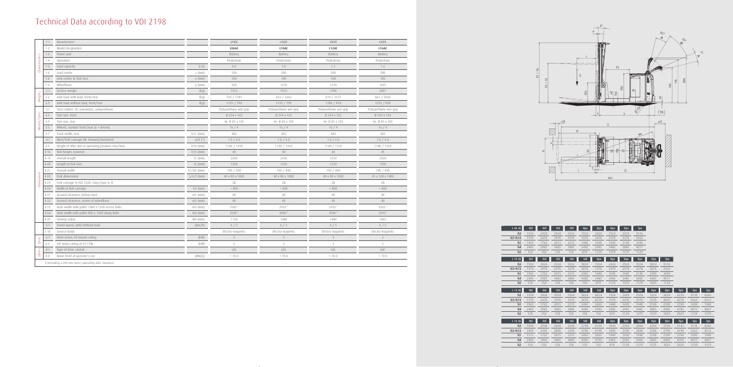# Technical Data according to VDI 2198

| | | | | | | | |
|---|---|---|---|---|---|---|---|
| Characteristics | 1.1 | Manufacturer | | LINDE | LINDE | LINDE | LINDE |
| | 1.2 | Model designation | | **L06AC** | **L10AC** | **L12AC** | **L16AC** |
| | 1.3 | Power unit | | Battery | Battery | Battery | Battery |
| | 1.4 | Operation | | Pedestrian | Pedestrian | Pedestrian | Pedestrian |
| | 1.5 | Load capacity | Q (t) | 0.6 | 1.0 | 1.2 | 1.6 |
| | 1.6 | Load centre | c (mm) | 500 | 500 | 500 | 500 |
| | 1.8 | Axle centre to fork face | x (mm) | 100 | 100 | 100 | 105 |
| | 1.9 | Wheelbase | y (mm) | 920 | 1270 | 1270 | 1635 |
| Weights | 2.1 | Service weight | (kg) | 1915 | 1915 | 1996 | 2091 |
| | 2.2 | Axle load with load, front/rear | (kg) | 734 / 1781 | 653 / 2262 | 619 / 2577 | 661 / 3030 |
| | 2.3 | Axle load without load, front/rear | (kg) | 1125 / 790 | 1125 / 790 | 1186 / 810 | 1253 / 838 |
| Wheels/Tyres | 3.1 | Tyres rubber, SE, pneumatic, polyurethane | | Polyurethane wet grip | Polyurethane wet grip | Polyurethane wet grip | Polyurethane wet grip |
| | 3.2 | Tyre size, front | | Ø 254 x 102 | Ø 254 x 102 | Ø 254 x 102 | Ø 254 x 102 |
| | 3.3 | Tyre size, rear | | 4x Ø 85 x 105 | 4x Ø 85 x 105 | 4x Ø 85 x 105 | 4x Ø 85 x 105 |
| | 3.5 | Wheels, number front/rear (x = driven) | | 1x / 4 | 1x / 4 | 1x / 4 | 1x / 4 |
| | 3.7 | Track width, rear | b11 (mm) | 483 | 483 | 483 | 483 |
| Dimensions | 4.1 | Mast/fork carriage tilt, forward/backward | a/b (°) | 1.0 / 6.0 | 1.0 / 6.0 | 1.0 / 6.0 | 1.0 / 6.0 |
| | 4.9 | Height of tiller arm in operating position, min/max | h14 (mm) | 1140 / 1350 | 1140 / 1350 | 1140 / 1350 | 1140 / 1350 |
| | 4.15 | Fork height, lowered | h13 (mm) | 40 | 40 | 40 | 45 |
| | 4.19 | Overall length | l1 (mm) | 2200 | 2550 | 2550 | 2920 |
| | 4.20 | Length to fork face | l2 (mm) | 1200 | 1550 | 1550 | 1920 |
| | 4.21 | Overall width | b1/b2 (mm) | 790 / 890 | 790 / 890 | 790 / 890 | 790 / 890 |
| | 4.22 | Fork dimensions | s/e/l (mm) | 40 x 80 x 1000 | 40 x 80 x 1000 | 40 x 80 x 1000 | 45 x 100 x 1000 |
| | 4.23 | Fork carriage to ISO 2328, class/type A, B | | 2B | 2B | 2B | 2B |
| | 4.24 | Width of fork carriage | b3 (mm) | > 800 | > 800 | > 800 | > 800 |
| | 4.31 | Ground clearance, below mast | m1 (mm) | 40 | 40 | 40 | 40 |
| | 4.32 | Ground clearance, centre of wheelbase | m2 (mm) | 40 | 40 | 40 | 40 |
| | 4.33 | Aisle width with pallet 1000 x 1200 across forks | Ast (mm) | 2583 [1] | 2933 [1] | 2933 [1] | 3302 [1] |
| | 4.34 | Aisle width with pallet 800 x 1200 along forks | Ast (mm) | 2690 [1] | 3040 [1] | 3040 [1] | 3410 [1] |
| | 4.35 | Turning radius | Wa (mm) | 1130 | 1480 | 1480 | 1845 |
| Drive | 5.1 | Travel speed, with/without load | (km/h) | 6 / 5 | 6 / 5 | 6 / 5 | 6 / 5 |
| | 5.10 | Service brake | | Electro-magnetic | Electro-magnetic | Electro-magnetic | Electro-magnetic |
| | 6.1 | Drive motor, 60 minute rating | (kW) | 3 | 3 | 3 | 3 |
| | 6.2 | Lift motor rating at S3 15% | (kW) | 3 | 3 | 3 | 3 |
| Others | 8.1 | Type of drive control | | LAC | LAC | LAC | LAC |
| | 8.4 | Noise level at operator's ear | (dB(A)) | < 70.0 | < 70.0 | < 70.0 | < 70.0 |

1) Including a 200 mm (min.) operating aisle clearance

h1 / h4, h3 / h2, c, Q, h14, m2, h13, l2, b1, FS, m1, Ast, a/2, l1, l6, b5, b11, l, s, e, x, y, Wa, 6°, 1°, 85°, 40°, 5°, A, B, (90)

| L 06 AC | Std | Std | Std | Std | Dpx | Dpx | Dpx | Dpx | Tpx |
|---|---|---|---|---|---|---|---|---|---|
| h3 | 1924 | 2424 | 2924 | 3324 | 1924 | 2424 | 2924 | 3324 | 3516 |
| h3+h13 | 1970 | 2470 | 2970 | 3370 | 1970 | 2470 | 2970 | 3370 | 3562 |
| h1 | 1965 | 1765 | 2015 | 2215 | 1440 | 1690 | 1940 | 2140 | 1690 |
| h4 | 2485 | 2985 | 3485 | 3885 | 2485 | 2985 | 3485 | 3885 | 4077 |
| h2 | 150 | 150 | 150 | 150 | 879 | 1129 | 1379 | 1579 | 1129 |

| L 10 AC | Std | Std | Std | Std | Std | Dpx | Dpx | Dpx | Dpx | Dpx | Tpx |
|---|---|---|---|---|---|---|---|---|---|---|---|
| h3 | 1924 | 2424 | 2924 | 3324 | 3824 | 1924 | 2424 | 2924 | 3324 | 3824 | 3516 |
| h3+h13 | 1970 | 2470 | 2970 | 3370 | 3870 | 1970 | 2470 | 2970 | 3370 | 3870 | 3562 |
| h1 | 1965 | 1765 | 2015 | 2215 | 2465 | 1440 | 1690 | 1940 | 2140 | 2390 | 1690 |
| h4 | 2485 | 2985 | 3485 | 3885 | 4385 | 2485 | 2985 | 3485 | 3885 | 4385 | 4077 |
| h2 | 150 | 150 | 150 | 150 | 150 | 879 | 1129 | 1379 | 1579 | 1829 | 1129 |

| L 12 AC | Std | Std | Std | Std | Std | Std | Dpx | Dpx | Dpx | Dpx | Dpx | Dpx | Tpx | Tpx |
|---|---|---|---|---|---|---|---|---|---|---|---|---|---|---|
| h3 | 1924 | 2424 | 2924 | 3324 | 3824 | 4224 | 1924 | 2424 | 2924 | 3324 | 3824 | 4224 | 3516 | 4266 |
| h3+h13 | 1970 | 2470 | 2970 | 3370 | 3870 | 4270 | 1970 | 2470 | 2970 | 3370 | 3870 | 4270 | 3562 | 4312 |
| h1 | 1965 | 1765 | 2015 | 2215 | 2465 | 2665 | 1440 | 1690 | 1940 | 2140 | 2390 | 2590 | 1690 | 1940 |
| h4 | 2485 | 2985 | 3485 | 3885 | 4385 | 4785 | 2485 | 2985 | 3485 | 3885 | 4385 | 4785 | 4077 | 4827 |
| h2 | 150 | 150 | 150 | 150 | 150 | 150 | 879 | 1129 | 1379 | 1579 | 1829 | 2029 | 1129 | 1379 |

| L 16 AC | Std | Std | Std | Std | Std | Std | Dpx | Dpx | Dpx | Dpx | Dpx | Dpx | Tpx | Tpx |
|---|---|---|---|---|---|---|---|---|---|---|---|---|---|---|
| h3 | 1844 | 2344 | 2844 | 3244 | 3744 | 4144 | 1844 | 2344 | 2844 | 3244 | 3744 | 4144 | 3516 | 4266 |
| h3+h13 | 1890 | 2390 | 2890 | 3290 | 3790 | 4190 | 1890 | 2390 | 2890 | 3290 | 3790 | 4190 | 3562 | 4312 |
| h1 | 1515 | 1765 | 2015 | 2215 | 2465 | 2665 | 1440 | 1690 | 1940 | 2140 | 2390 | 2590 | 1690 | 1940 |
| h4 | 2405 | 2905 | 3405 | 3805 | 4305 | 4705 | 2405 | 2905 | 3405 | 3805 | 4305 | 4705 | 4077 | 4827 |
| h2 | 150 | 150 | 150 | 150 | 150 | 150 | 879 | 1129 | 1379 | 1579 | 1829 | 2029 | 1129 | 1379 |